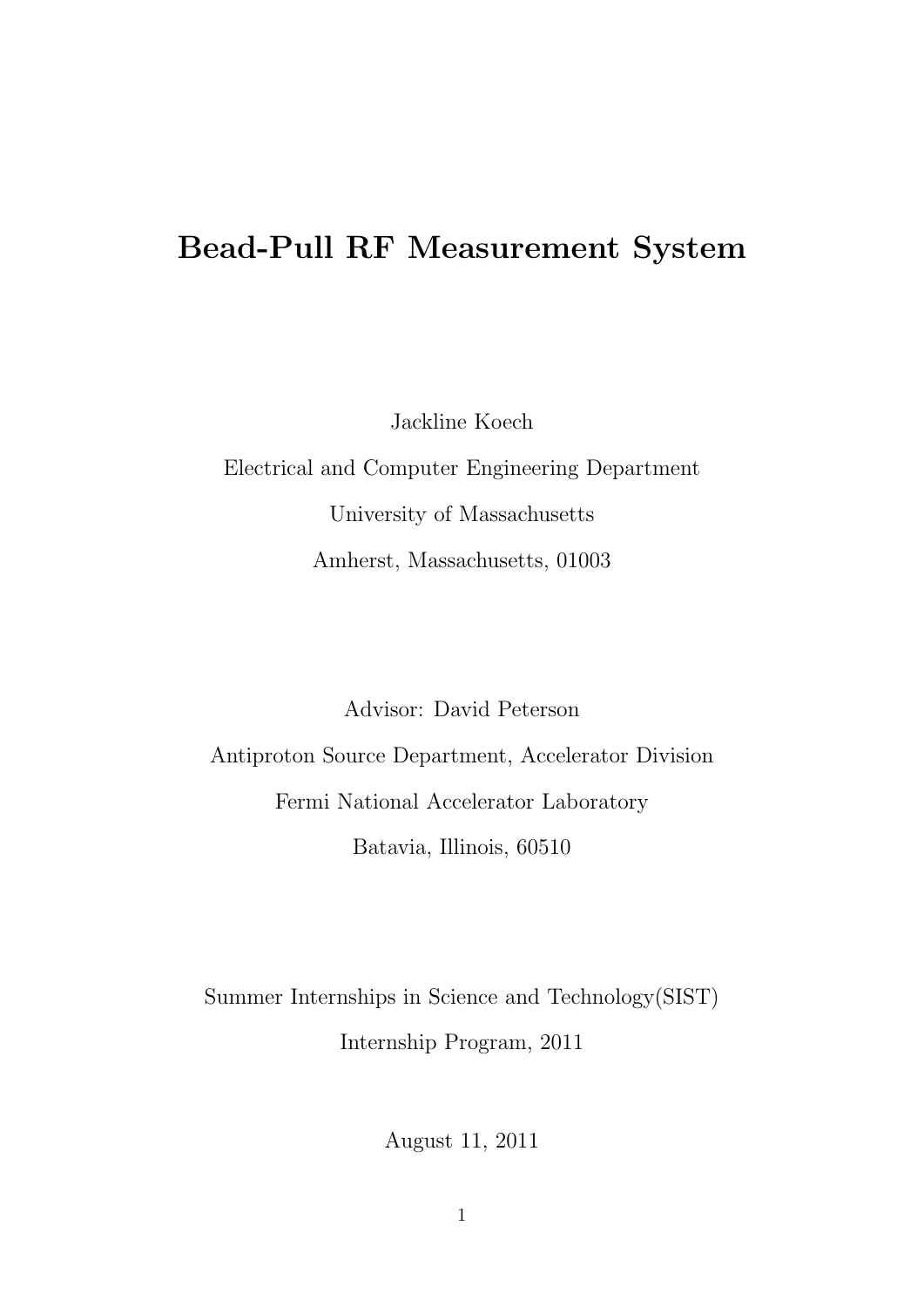# Bead-Pull RF Measurement System

Jackline Koech

Electrical and Computer Engineering Department

University of Massachusetts

Amherst, Massachusetts, 01003

Advisor: David Peterson

Antiproton Source Department, Accelerator Division

Fermi National Accelerator Laboratory

Batavia, Illinois, 60510

Summer Internships in Science and Technology(SIST)

Internship Program, 2011

August 11, 2011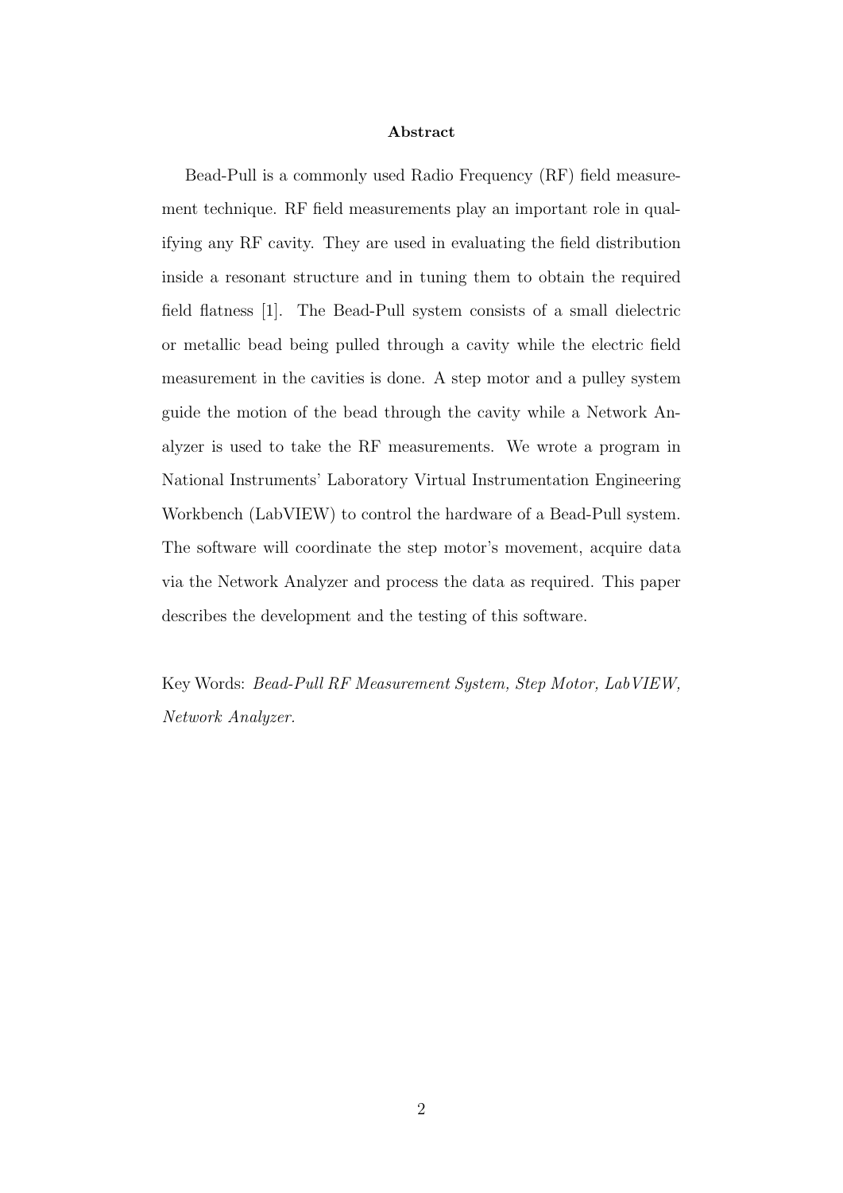**Abstract**

Bead-Pull is a commonly used Radio Frequency (RF) field measurement technique. RF field measurements play an important role in qualifying any RF cavity. They are used in evaluating the field distribution inside a resonant structure and in tuning them to obtain the required field flatness [1]. The Bead-Pull system consists of a small dielectric or metallic bead being pulled through a cavity while the electric field measurement in the cavities is done. A step motor and a pulley system guide the motion of the bead through the cavity while a Network Analyzer is used to take the RF measurements. We wrote a program in National Instruments' Laboratory Virtual Instrumentation Engineering Workbench (LabVIEW) to control the hardware of a Bead-Pull system. The software will coordinate the step motor's movement, acquire data via the Network Analyzer and process the data as required. This paper describes the development and the testing of this software.

Key Words: *Bead-Pull RF Measurement System, Step Motor, LabVIEW, Network Analyzer.*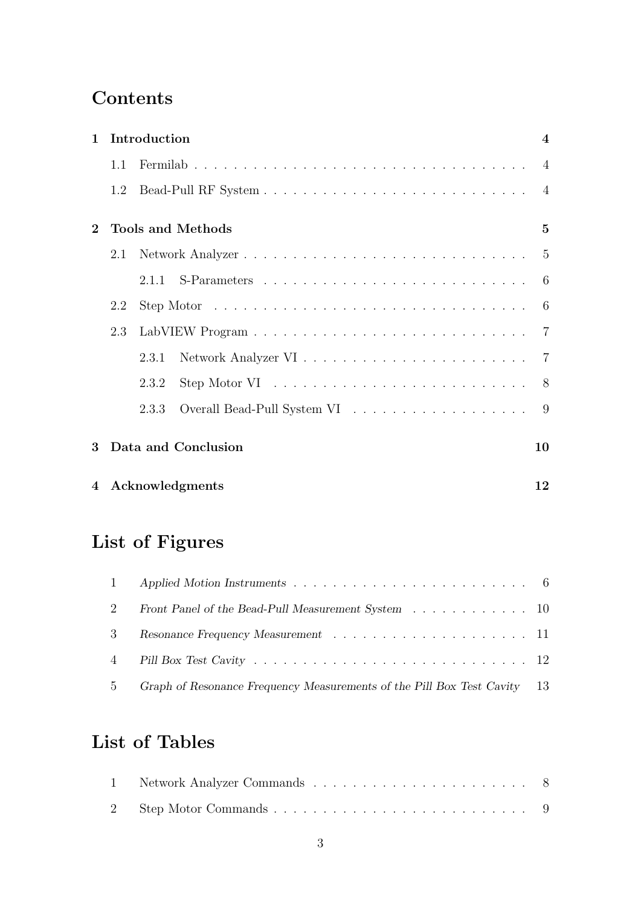# Contents

**1 Introduction** **4**

- 1.1 Fermilab . . . . . . . . . . . . . . . . . . . . . . . . . . . . . . . . . . 4
- 1.2 Bead-Pull RF System . . . . . . . . . . . . . . . . . . . . . . . . . . . 4

**2 Tools and Methods** **5**

- 2.1 Network Analyzer . . . . . . . . . . . . . . . . . . . . . . . . . . . . . 5
  - 2.1.1 S-Parameters . . . . . . . . . . . . . . . . . . . . . . . . . . . 6
- 2.2 Step Motor . . . . . . . . . . . . . . . . . . . . . . . . . . . . . . . . 6
- 2.3 LabVIEW Program . . . . . . . . . . . . . . . . . . . . . . . . . . . . 7
  - 2.3.1 Network Analyzer VI . . . . . . . . . . . . . . . . . . . . . . . 7
  - 2.3.2 Step Motor VI . . . . . . . . . . . . . . . . . . . . . . . . . . 8
  - 2.3.3 Overall Bead-Pull System VI . . . . . . . . . . . . . . . . . . 9

**3 Data and Conclusion** **10**

**4 Acknowledgments** **12**

# List of Figures

1. *Applied Motion Instruments* . . . . . . . . . . . . . . . . . . . . . . . 6
2. *Front Panel of the Bead-Pull Measurement System* . . . . . . . . . . . . 10
3. *Resonance Frequency Measurement* . . . . . . . . . . . . . . . . . . . . 11
4. *Pill Box Test Cavity* . . . . . . . . . . . . . . . . . . . . . . . . . . . . 12
5. *Graph of Resonance Frequency Measurements of the Pill Box Test Cavity* 13

# List of Tables

1. Network Analyzer Commands . . . . . . . . . . . . . . . . . . . . . . 8
2. Step Motor Commands . . . . . . . . . . . . . . . . . . . . . . . . . . 9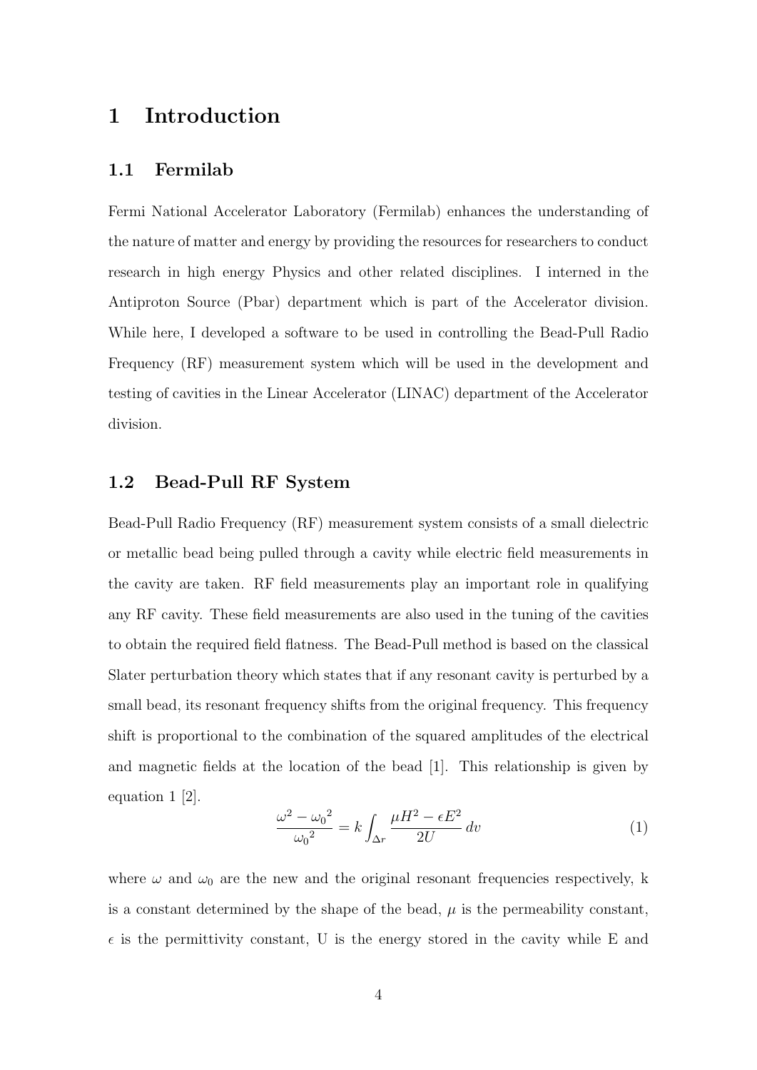# 1 Introduction

## 1.1 Fermilab

Fermi National Accelerator Laboratory (Fermilab) enhances the understanding of the nature of matter and energy by providing the resources for researchers to conduct research in high energy Physics and other related disciplines. I interned in the Antiproton Source (Pbar) department which is part of the Accelerator division. While here, I developed a software to be used in controlling the Bead-Pull Radio Frequency (RF) measurement system which will be used in the development and testing of cavities in the Linear Accelerator (LINAC) department of the Accelerator division.

## 1.2 Bead-Pull RF System

Bead-Pull Radio Frequency (RF) measurement system consists of a small dielectric or metallic bead being pulled through a cavity while electric field measurements in the cavity are taken. RF field measurements play an important role in qualifying any RF cavity. These field measurements are also used in the tuning of the cavities to obtain the required field flatness. The Bead-Pull method is based on the classical Slater perturbation theory which states that if any resonant cavity is perturbed by a small bead, its resonant frequency shifts from the original frequency. This frequency shift is proportional to the combination of the squared amplitudes of the electrical and magnetic fields at the location of the bead [1]. This relationship is given by equation 1 [2].

$$\frac{\omega^2 - {\omega_0}^2}{{\omega_0}^2} = k \int_{\Delta r} \frac{\mu H^2 - \epsilon E^2}{2U} \, dv \tag{1}$$

where $\omega$ and $\omega_0$ are the new and the original resonant frequencies respectively, k is a constant determined by the shape of the bead, $\mu$ is the permeability constant, $\epsilon$ is the permittivity constant, U is the energy stored in the cavity while E and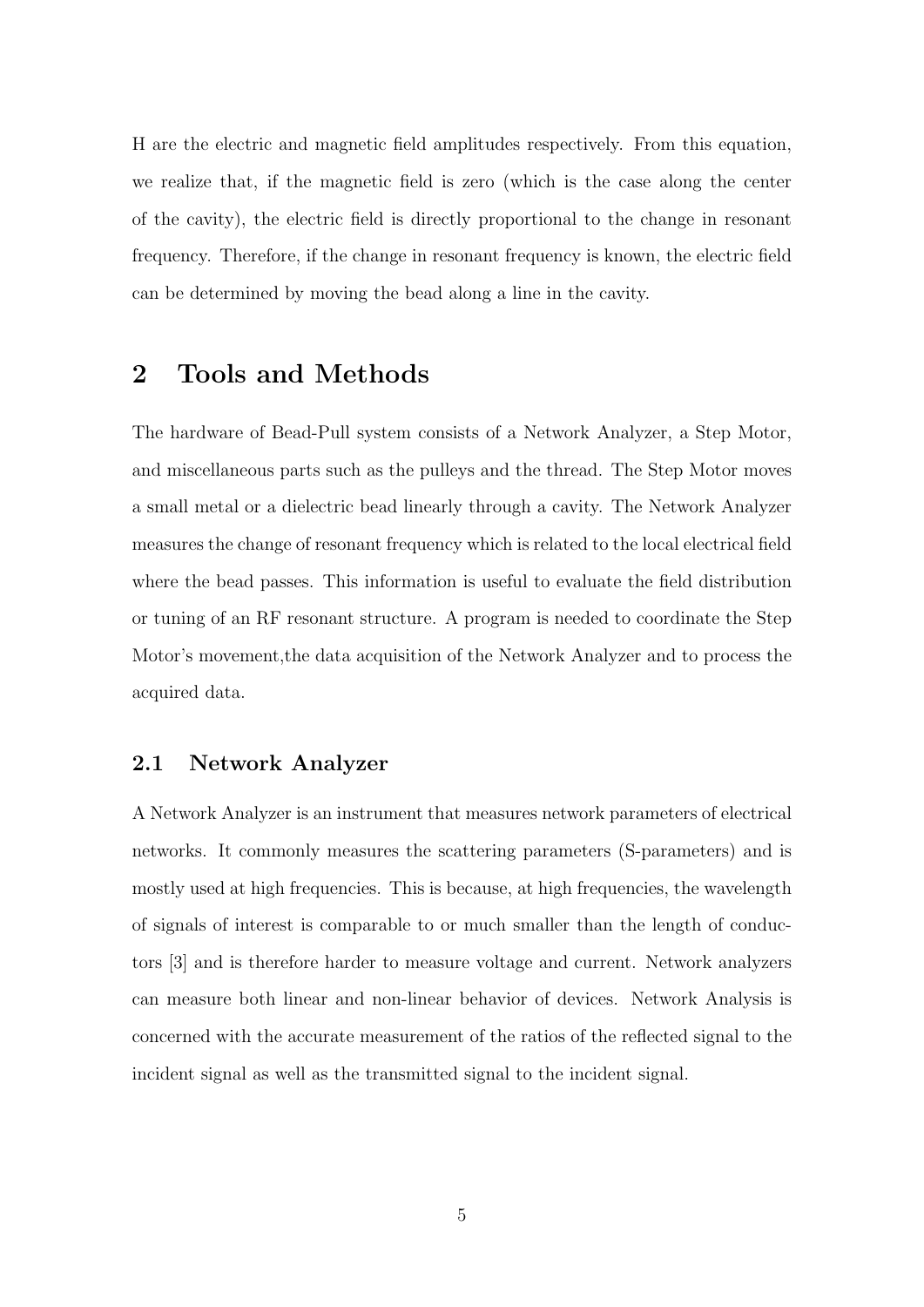H are the electric and magnetic field amplitudes respectively. From this equation, we realize that, if the magnetic field is zero (which is the case along the center of the cavity), the electric field is directly proportional to the change in resonant frequency. Therefore, if the change in resonant frequency is known, the electric field can be determined by moving the bead along a line in the cavity.

# 2 Tools and Methods

The hardware of Bead-Pull system consists of a Network Analyzer, a Step Motor, and miscellaneous parts such as the pulleys and the thread. The Step Motor moves a small metal or a dielectric bead linearly through a cavity. The Network Analyzer measures the change of resonant frequency which is related to the local electrical field where the bead passes. This information is useful to evaluate the field distribution or tuning of an RF resonant structure. A program is needed to coordinate the Step Motor's movement,the data acquisition of the Network Analyzer and to process the acquired data.

## 2.1 Network Analyzer

A Network Analyzer is an instrument that measures network parameters of electrical networks. It commonly measures the scattering parameters (S-parameters) and is mostly used at high frequencies. This is because, at high frequencies, the wavelength of signals of interest is comparable to or much smaller than the length of conductors [3] and is therefore harder to measure voltage and current. Network analyzers can measure both linear and non-linear behavior of devices. Network Analysis is concerned with the accurate measurement of the ratios of the reflected signal to the incident signal as well as the transmitted signal to the incident signal.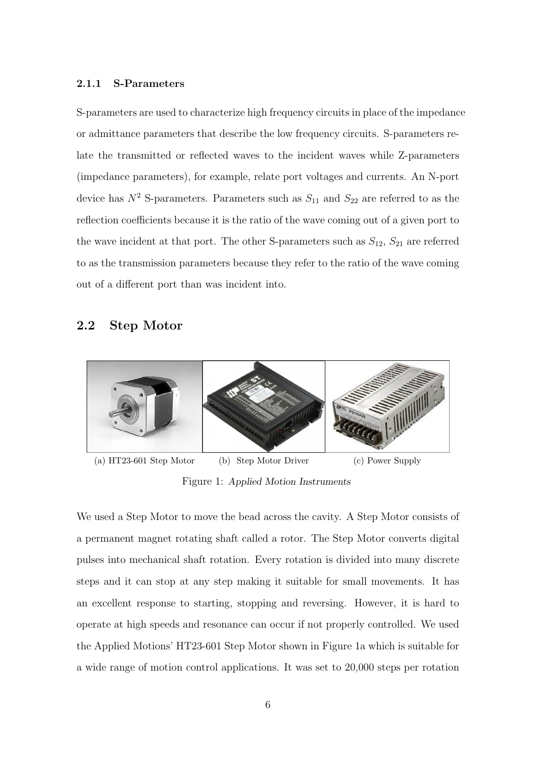### 2.1.1 S-Parameters

S-parameters are used to characterize high frequency circuits in place of the impedance or admittance parameters that describe the low frequency circuits. S-parameters relate the transmitted or reflected waves to the incident waves while Z-parameters (impedance parameters), for example, relate port voltages and currents. An N-port device has $N^2$ S-parameters. Parameters such as $S_{11}$ and $S_{22}$ are referred to as the reflection coefficients because it is the ratio of the wave coming out of a given port to the wave incident at that port. The other S-parameters such as $S_{12}$, $S_{21}$ are referred to as the transmission parameters because they refer to the ratio of the wave coming out of a different port than was incident into.

## 2.2 Step Motor

(a) HT23-601 Step Motor (b) Step Motor Driver (c) Power Supply

Figure 1: *Applied Motion Instruments*

We used a Step Motor to move the bead across the cavity. A Step Motor consists of a permanent magnet rotating shaft called a rotor. The Step Motor converts digital pulses into mechanical shaft rotation. Every rotation is divided into many discrete steps and it can stop at any step making it suitable for small movements. It has an excellent response to starting, stopping and reversing. However, it is hard to operate at high speeds and resonance can occur if not properly controlled. We used the Applied Motions' HT23-601 Step Motor shown in Figure 1a which is suitable for a wide range of motion control applications. It was set to 20,000 steps per rotation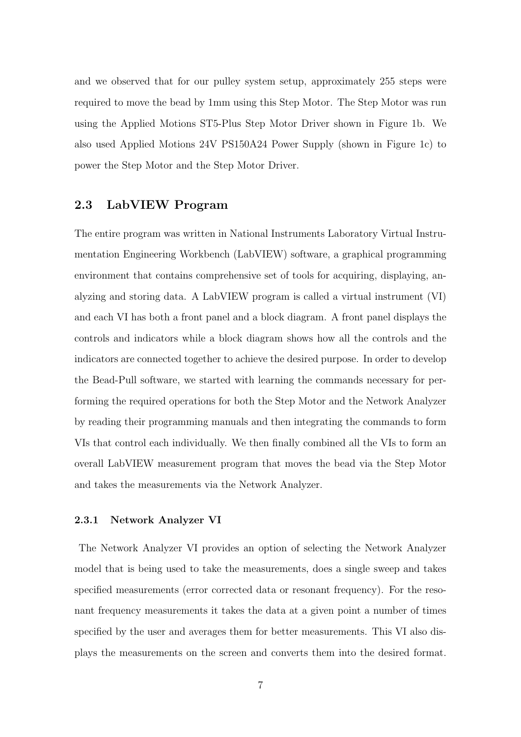and we observed that for our pulley system setup, approximately 255 steps were required to move the bead by 1mm using this Step Motor. The Step Motor was run using the Applied Motions ST5-Plus Step Motor Driver shown in Figure 1b. We also used Applied Motions 24V PS150A24 Power Supply (shown in Figure 1c) to power the Step Motor and the Step Motor Driver.

## 2.3 LabVIEW Program

The entire program was written in National Instruments Laboratory Virtual Instrumentation Engineering Workbench (LabVIEW) software, a graphical programming environment that contains comprehensive set of tools for acquiring, displaying, analyzing and storing data. A LabVIEW program is called a virtual instrument (VI) and each VI has both a front panel and a block diagram. A front panel displays the controls and indicators while a block diagram shows how all the controls and the indicators are connected together to achieve the desired purpose. In order to develop the Bead-Pull software, we started with learning the commands necessary for performing the required operations for both the Step Motor and the Network Analyzer by reading their programming manuals and then integrating the commands to form VIs that control each individually. We then finally combined all the VIs to form an overall LabVIEW measurement program that moves the bead via the Step Motor and takes the measurements via the Network Analyzer.

### 2.3.1 Network Analyzer VI

The Network Analyzer VI provides an option of selecting the Network Analyzer model that is being used to take the measurements, does a single sweep and takes specified measurements (error corrected data or resonant frequency). For the resonant frequency measurements it takes the data at a given point a number of times specified by the user and averages them for better measurements. This VI also displays the measurements on the screen and converts them into the desired format.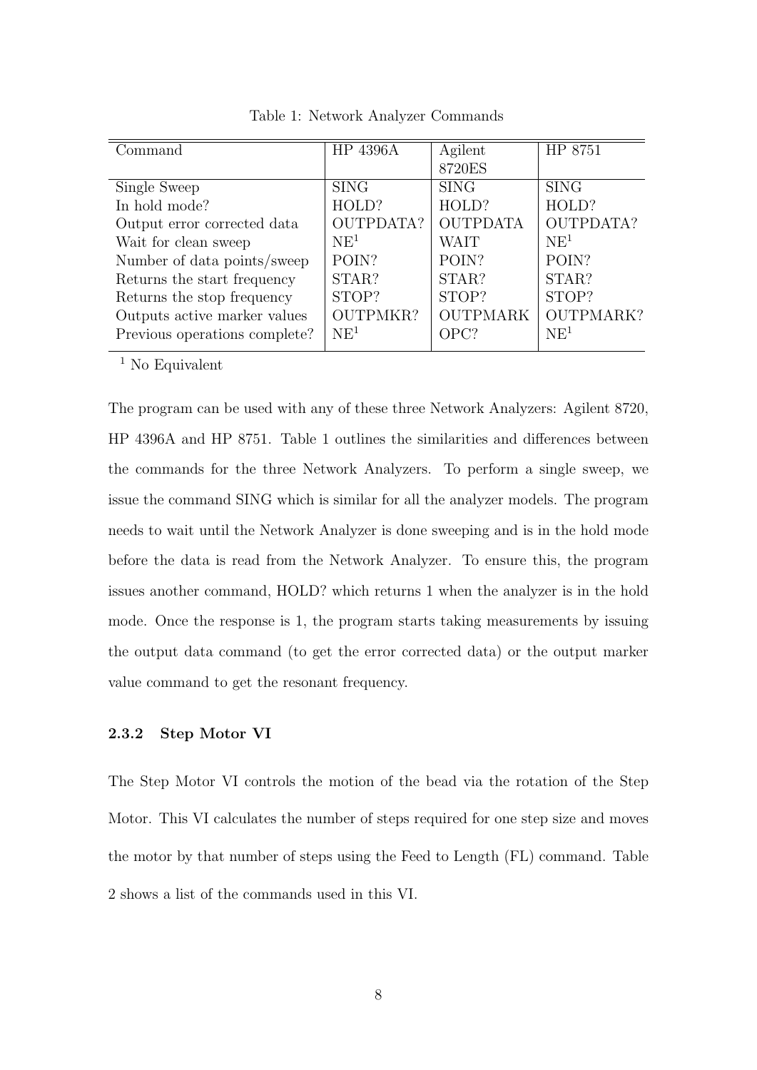Table 1: Network Analyzer Commands

| Command | HP 4396A | Agilent 8720ES | HP 8751 |
|---|---|---|---|
| Single Sweep | SING | SING | SING |
| In hold mode? | HOLD? | HOLD? | HOLD? |
| Output error corrected data | OUTPDATA? | OUTPDATA | OUTPDATA? |
| Wait for clean sweep | NE[1] | WAIT | NE[1] |
| Number of data points/sweep | POIN? | POIN? | POIN? |
| Returns the start frequency | STAR? | STAR? | STAR? |
| Returns the stop frequency | STOP? | STOP? | STOP? |
| Outputs active marker values | OUTPMKR? | OUTPMARK | OUTPMARK? |
| Previous operations complete? | NE[1] | OPC? | NE[1] |

[1] No Equivalent

The program can be used with any of these three Network Analyzers: Agilent 8720, HP 4396A and HP 8751. Table 1 outlines the similarities and differences between the commands for the three Network Analyzers. To perform a single sweep, we issue the command SING which is similar for all the analyzer models. The program needs to wait until the Network Analyzer is done sweeping and is in the hold mode before the data is read from the Network Analyzer. To ensure this, the program issues another command, HOLD? which returns 1 when the analyzer is in the hold mode. Once the response is 1, the program starts taking measurements by issuing the output data command (to get the error corrected data) or the output marker value command to get the resonant frequency.

### 2.3.2 Step Motor VI

The Step Motor VI controls the motion of the bead via the rotation of the Step Motor. This VI calculates the number of steps required for one step size and moves the motor by that number of steps using the Feed to Length (FL) command. Table 2 shows a list of the commands used in this VI.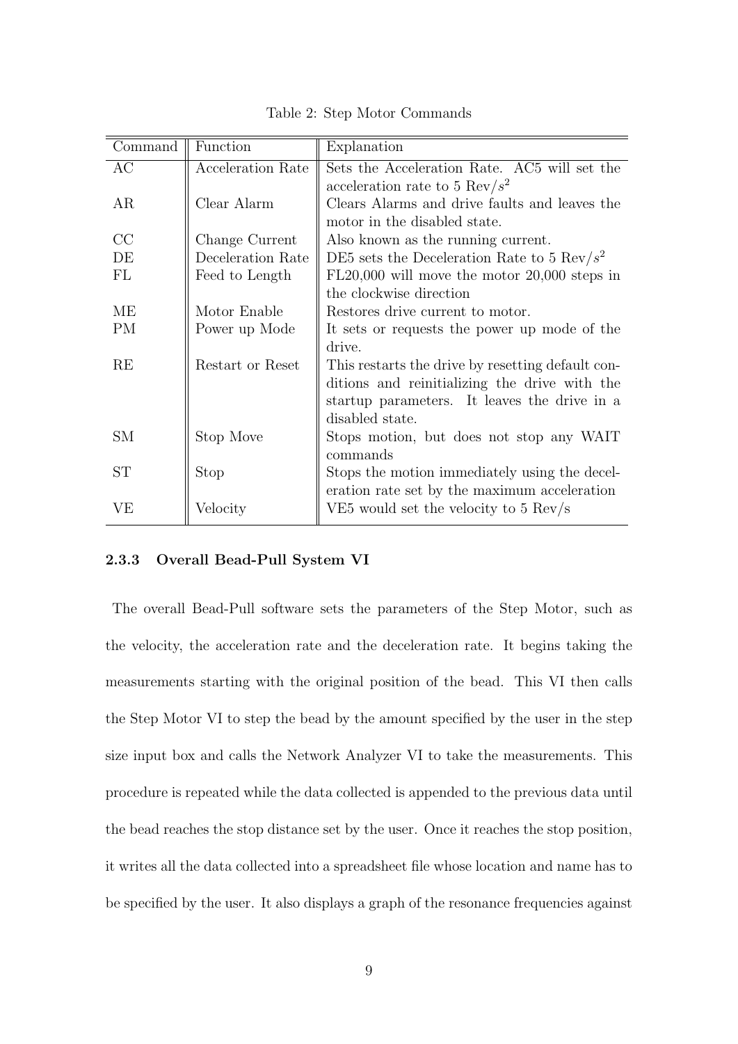Table 2: Step Motor Commands

| Command | Function | Explanation |
|---|---|---|
| AC | Acceleration Rate | Sets the Acceleration Rate. AC5 will set the acceleration rate to 5 Rev/$s^2$ |
| AR | Clear Alarm | Clears Alarms and drive faults and leaves the motor in the disabled state. |
| CC | Change Current | Also known as the running current. |
| DE | Deceleration Rate | DE5 sets the Deceleration Rate to 5 Rev/$s^2$ |
| FL | Feed to Length | FL20,000 will move the motor 20,000 steps in the clockwise direction |
| ME | Motor Enable | Restores drive current to motor. |
| PM | Power up Mode | It sets or requests the power up mode of the drive. |
| RE | Restart or Reset | This restarts the drive by resetting default conditions and reinitializing the drive with the startup parameters. It leaves the drive in a disabled state. |
| SM | Stop Move | Stops motion, but does not stop any WAIT commands |
| ST | Stop | Stops the motion immediately using the deceleration rate set by the maximum acceleration |
| VE | Velocity | VE5 would set the velocity to 5 Rev/s |

### 2.3.3 Overall Bead-Pull System VI

The overall Bead-Pull software sets the parameters of the Step Motor, such as the velocity, the acceleration rate and the deceleration rate. It begins taking the measurements starting with the original position of the bead. This VI then calls the Step Motor VI to step the bead by the amount specified by the user in the step size input box and calls the Network Analyzer VI to take the measurements. This procedure is repeated while the data collected is appended to the previous data until the bead reaches the stop distance set by the user. Once it reaches the stop position, it writes all the data collected into a spreadsheet file whose location and name has to be specified by the user. It also displays a graph of the resonance frequencies against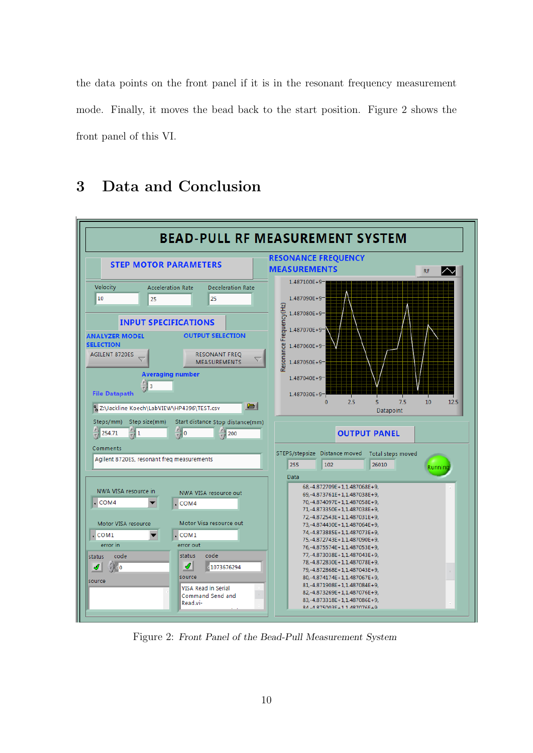the data points on the front panel if it is in the resonant frequency measurement mode. Finally, it moves the bead back to the start position. Figure 2 shows the front panel of this VI.

# 3 Data and Conclusion

Figure 2: *Front Panel of the Bead-Pull Measurement System*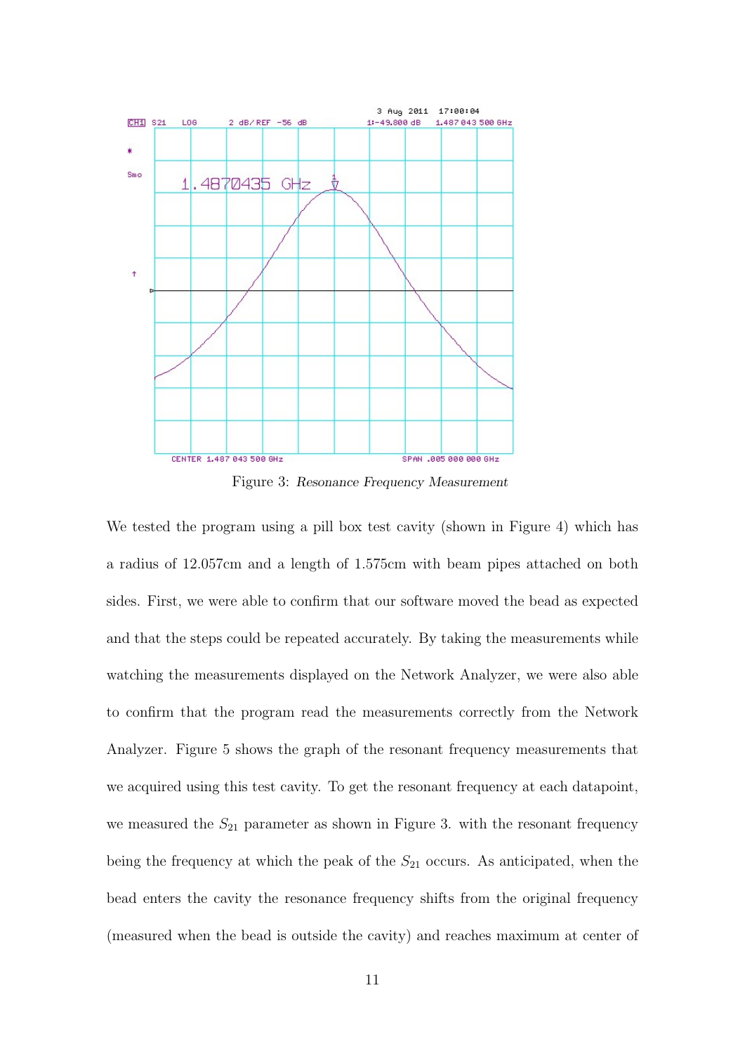CH1 S21 LOG 2 dB/ REF -56 dB

3 Aug 2011 17:00:04

1:-49.800 dB 1.487 043 500 GHz

Smo

1.4870435 GHz

CENTER 1.487 043 500 GHz

SPAN .005 000 000 GHz

Figure 3: *Resonance Frequency Measurement*

We tested the program using a pill box test cavity (shown in Figure 4) which has a radius of 12.057cm and a length of 1.575cm with beam pipes attached on both sides. First, we were able to confirm that our software moved the bead as expected and that the steps could be repeated accurately. By taking the measurements while watching the measurements displayed on the Network Analyzer, we were also able to confirm that the program read the measurements correctly from the Network Analyzer. Figure 5 shows the graph of the resonant frequency measurements that we acquired using this test cavity. To get the resonant frequency at each datapoint, we measured the $S_{21}$ parameter as shown in Figure 3. with the resonant frequency being the frequency at which the peak of the $S_{21}$ occurs. As anticipated, when the bead enters the cavity the resonance frequency shifts from the original frequency (measured when the bead is outside the cavity) and reaches maximum at center of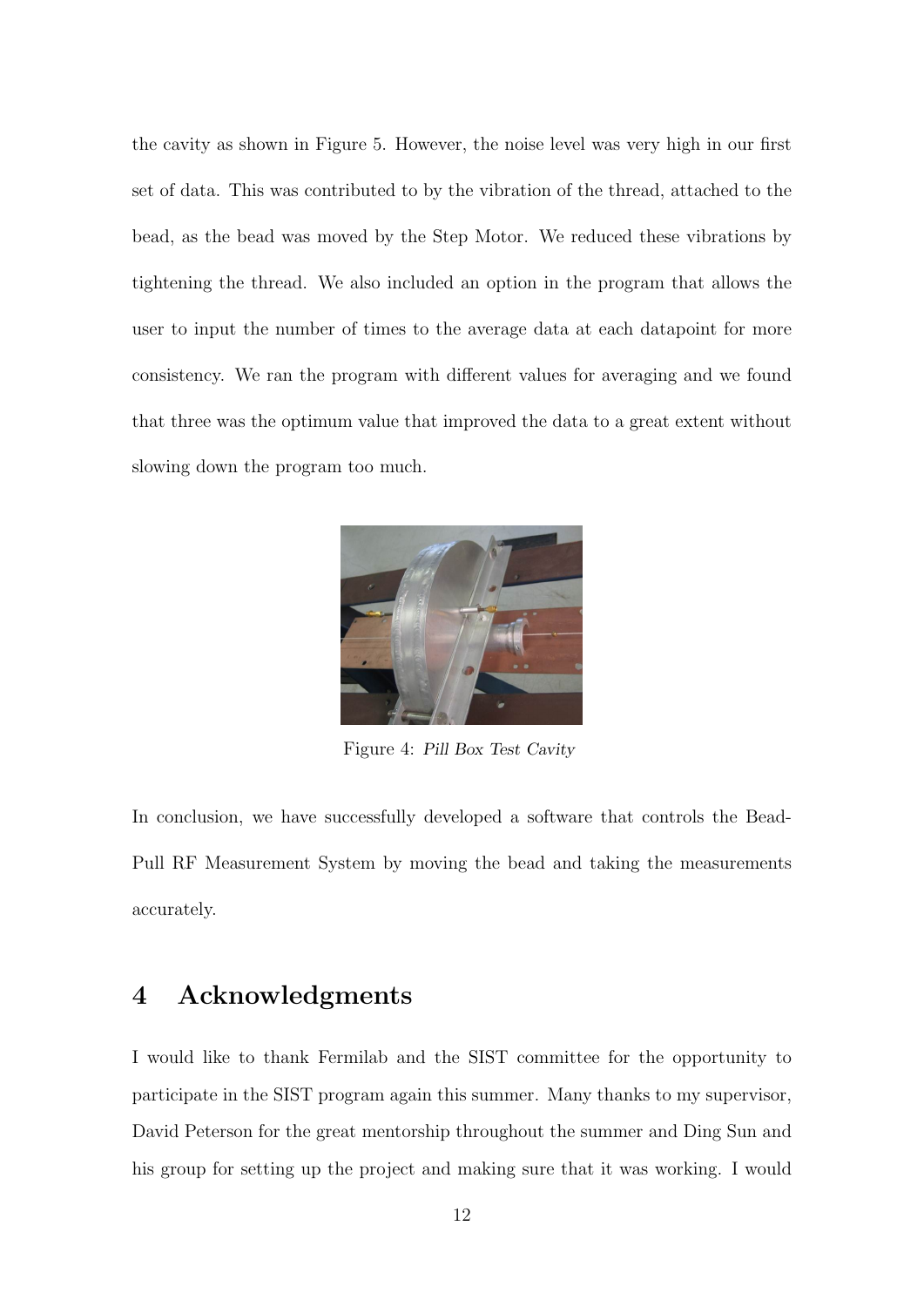the cavity as shown in Figure 5. However, the noise level was very high in our first set of data. This was contributed to by the vibration of the thread, attached to the bead, as the bead was moved by the Step Motor. We reduced these vibrations by tightening the thread. We also included an option in the program that allows the user to input the number of times to the average data at each datapoint for more consistency. We ran the program with different values for averaging and we found that three was the optimum value that improved the data to a great extent without slowing down the program too much.

Figure 4: *Pill Box Test Cavity*

In conclusion, we have successfully developed a software that controls the Bead-Pull RF Measurement System by moving the bead and taking the measurements accurately.

# 4 Acknowledgments

I would like to thank Fermilab and the SIST committee for the opportunity to participate in the SIST program again this summer. Many thanks to my supervisor, David Peterson for the great mentorship throughout the summer and Ding Sun and his group for setting up the project and making sure that it was working. I would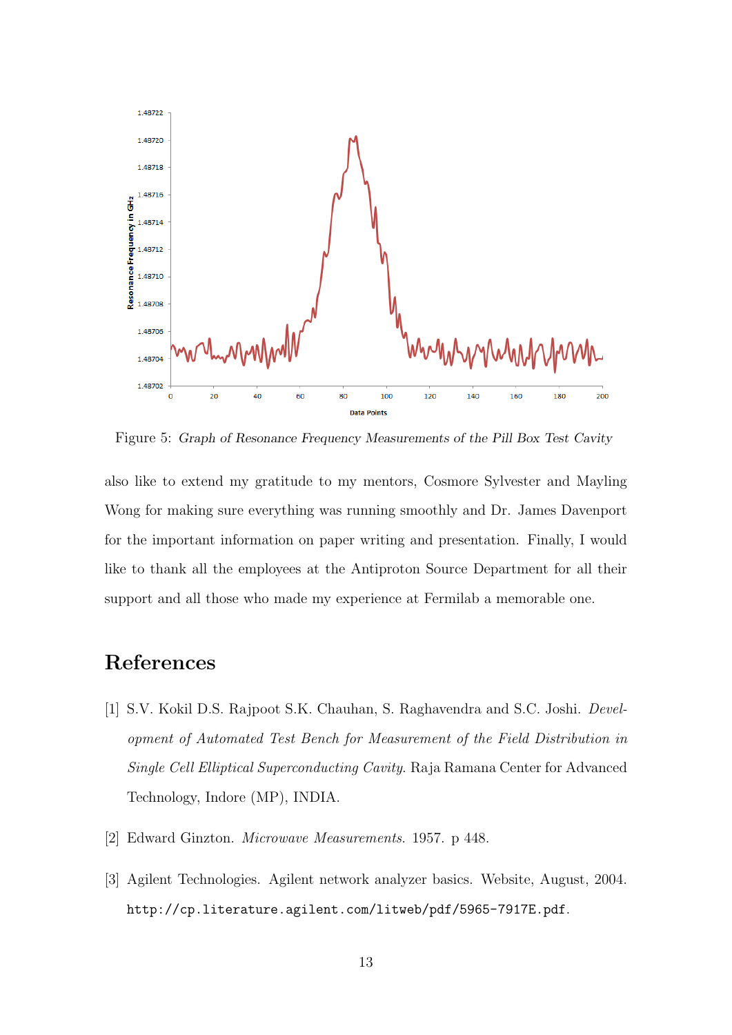1.48722

1.48720

1.48718

1.48716

1.48714

1.48712

1.48710

1.48708

1.48706

1.48704

1.48702

Resonance Frequency in GHz

0 20 40 60 80 100 120 140 160 180 200

Data Points

Figure 5: *Graph of Resonance Frequency Measurements of the Pill Box Test Cavity*

also like to extend my gratitude to my mentors, Cosmore Sylvester and Mayling Wong for making sure everything was running smoothly and Dr. James Davenport for the important information on paper writing and presentation. Finally, I would like to thank all the employees at the Antiproton Source Department for all their support and all those who made my experience at Fermilab a memorable one.

# References

[1] S.V. Kokil D.S. Rajpoot S.K. Chauhan, S. Raghavendra and S.C. Joshi. *Development of Automated Test Bench for Measurement of the Field Distribution in Single Cell Elliptical Superconducting Cavity*. Raja Ramana Center for Advanced Technology, Indore (MP), INDIA.

[2] Edward Ginzton. *Microwave Measurements*. 1957. p 448.

[3] Agilent Technologies. Agilent network analyzer basics. Website, August, 2004. `http://cp.literature.agilent.com/litweb/pdf/5965-7917E.pdf`.